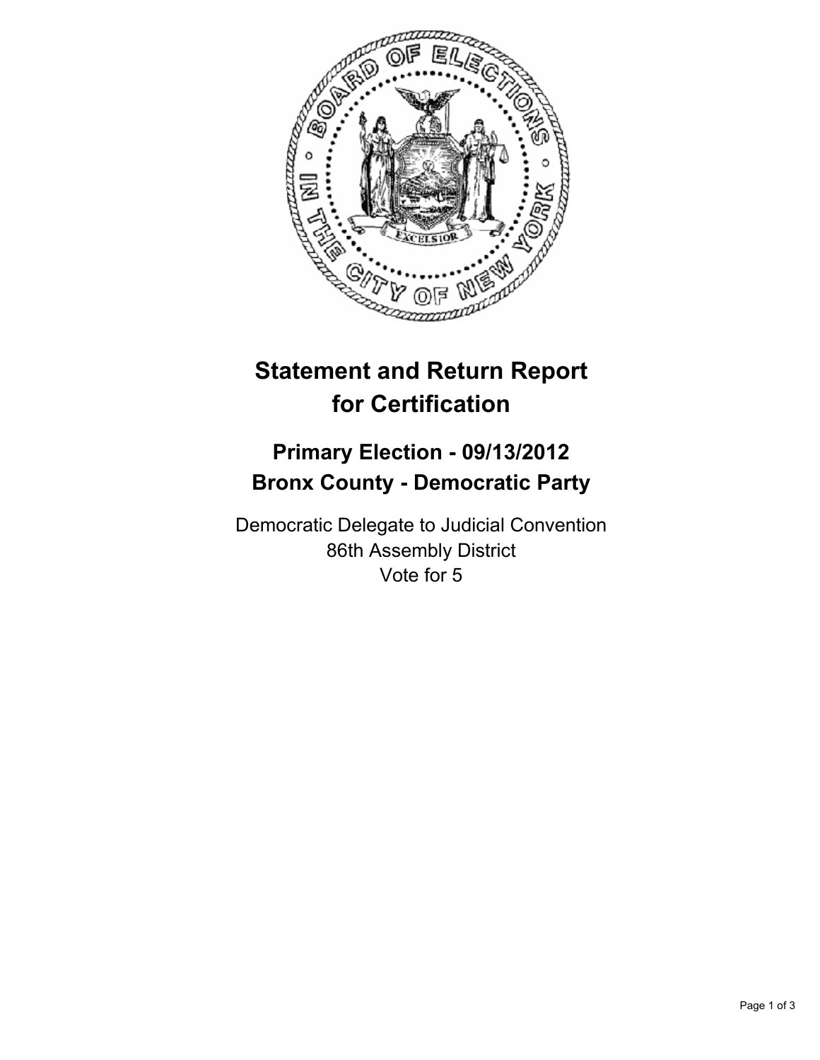# Statement and Return Report for Certification

## Primary Election - 09/13/2012
## Bronx County - Democratic Party

Democratic Delegate to Judicial Convention
86th Assembly District
Vote for 5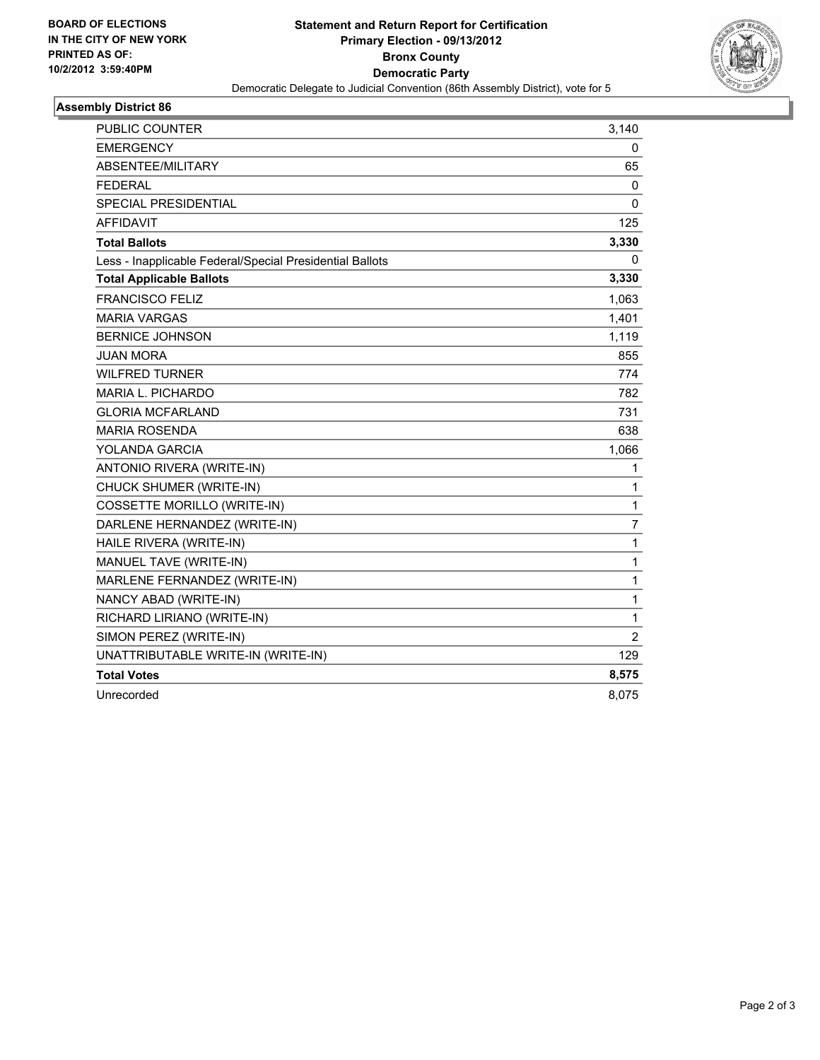**BOARD OF ELECTIONS IN THE CITY OF NEW YORK PRINTED AS OF: 10/2/2012 3:59:40PM**

**Statement and Return Report for Certification**
**Primary Election - 09/13/2012**
**Bronx County**
**Democratic Party**
Democratic Delegate to Judicial Convention (86th Assembly District), vote for 5

## Assembly District 86

| | |
|---|---|
| PUBLIC COUNTER | 3,140 |
| EMERGENCY | 0 |
| ABSENTEE/MILITARY | 65 |
| FEDERAL | 0 |
| SPECIAL PRESIDENTIAL | 0 |
| AFFIDAVIT | 125 |
| **Total Ballots** | **3,330** |
| Less - Inapplicable Federal/Special Presidential Ballots | 0 |
| **Total Applicable Ballots** | **3,330** |
| FRANCISCO FELIZ | 1,063 |
| MARIA VARGAS | 1,401 |
| BERNICE JOHNSON | 1,119 |
| JUAN MORA | 855 |
| WILFRED TURNER | 774 |
| MARIA L. PICHARDO | 782 |
| GLORIA MCFARLAND | 731 |
| MARIA ROSENDA | 638 |
| YOLANDA GARCIA | 1,066 |
| ANTONIO RIVERA (WRITE-IN) | 1 |
| CHUCK SHUMER (WRITE-IN) | 1 |
| COSSETTE MORILLO (WRITE-IN) | 1 |
| DARLENE HERNANDEZ (WRITE-IN) | 7 |
| HAILE RIVERA (WRITE-IN) | 1 |
| MANUEL TAVE (WRITE-IN) | 1 |
| MARLENE FERNANDEZ (WRITE-IN) | 1 |
| NANCY ABAD (WRITE-IN) | 1 |
| RICHARD LIRIANO (WRITE-IN) | 1 |
| SIMON PEREZ (WRITE-IN) | 2 |
| UNATTRIBUTABLE WRITE-IN (WRITE-IN) | 129 |
| **Total Votes** | **8,575** |
| Unrecorded | 8,075 |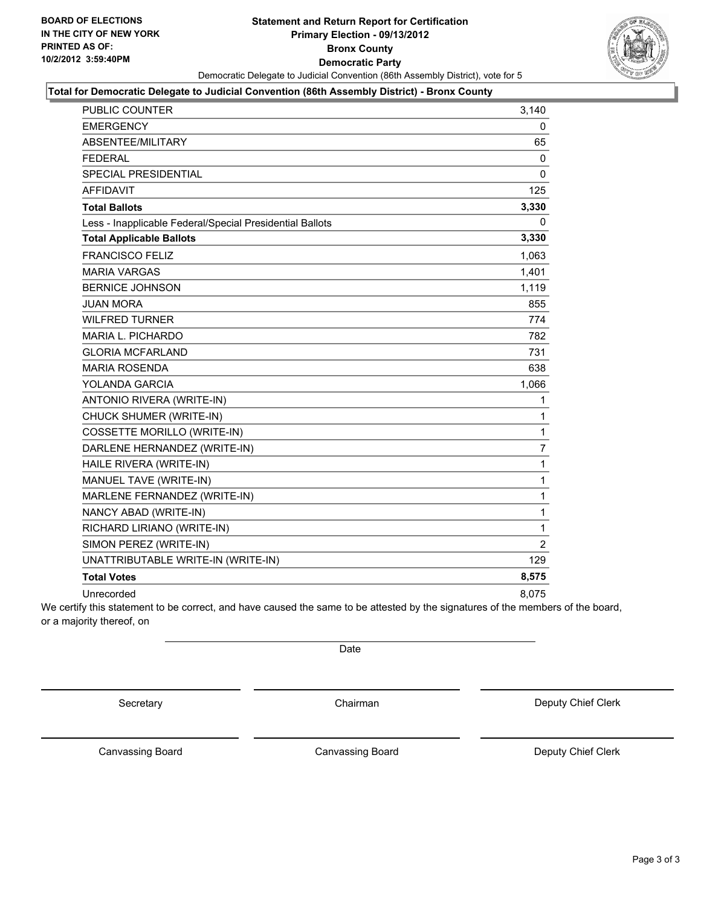**BOARD OF ELECTIONS IN THE CITY OF NEW YORK PRINTED AS OF: 10/2/2012 3:59:40PM**

# Statement and Return Report for Certification
## Primary Election - 09/13/2012
## Bronx County
## Democratic Party

Democratic Delegate to Judicial Convention (86th Assembly District), vote for 5

**Total for Democratic Delegate to Judicial Convention (86th Assembly District) - Bronx County**

| | |
|---|---|
| PUBLIC COUNTER | 3,140 |
| EMERGENCY | 0 |
| ABSENTEE/MILITARY | 65 |
| FEDERAL | 0 |
| SPECIAL PRESIDENTIAL | 0 |
| AFFIDAVIT | 125 |
| **Total Ballots** | **3,330** |
| Less - Inapplicable Federal/Special Presidential Ballots | 0 |
| **Total Applicable Ballots** | **3,330** |
| FRANCISCO FELIZ | 1,063 |
| MARIA VARGAS | 1,401 |
| BERNICE JOHNSON | 1,119 |
| JUAN MORA | 855 |
| WILFRED TURNER | 774 |
| MARIA L. PICHARDO | 782 |
| GLORIA MCFARLAND | 731 |
| MARIA ROSENDA | 638 |
| YOLANDA GARCIA | 1,066 |
| ANTONIO RIVERA (WRITE-IN) | 1 |
| CHUCK SHUMER (WRITE-IN) | 1 |
| COSSETTE MORILLO (WRITE-IN) | 1 |
| DARLENE HERNANDEZ (WRITE-IN) | 7 |
| HAILE RIVERA (WRITE-IN) | 1 |
| MANUEL TAVE (WRITE-IN) | 1 |
| MARLENE FERNANDEZ (WRITE-IN) | 1 |
| NANCY ABAD (WRITE-IN) | 1 |
| RICHARD LIRIANO (WRITE-IN) | 1 |
| SIMON PEREZ (WRITE-IN) | 2 |
| UNATTRIBUTABLE WRITE-IN (WRITE-IN) | 129 |
| **Total Votes** | **8,575** |
| Unrecorded | 8,075 |

We certify this statement to be correct, and have caused the same to be attested by the signatures of the members of the board, or a majority thereof, on

Date

Secretary | Chairman | Deputy Chief Clerk

Canvassing Board | Canvassing Board | Deputy Chief Clerk